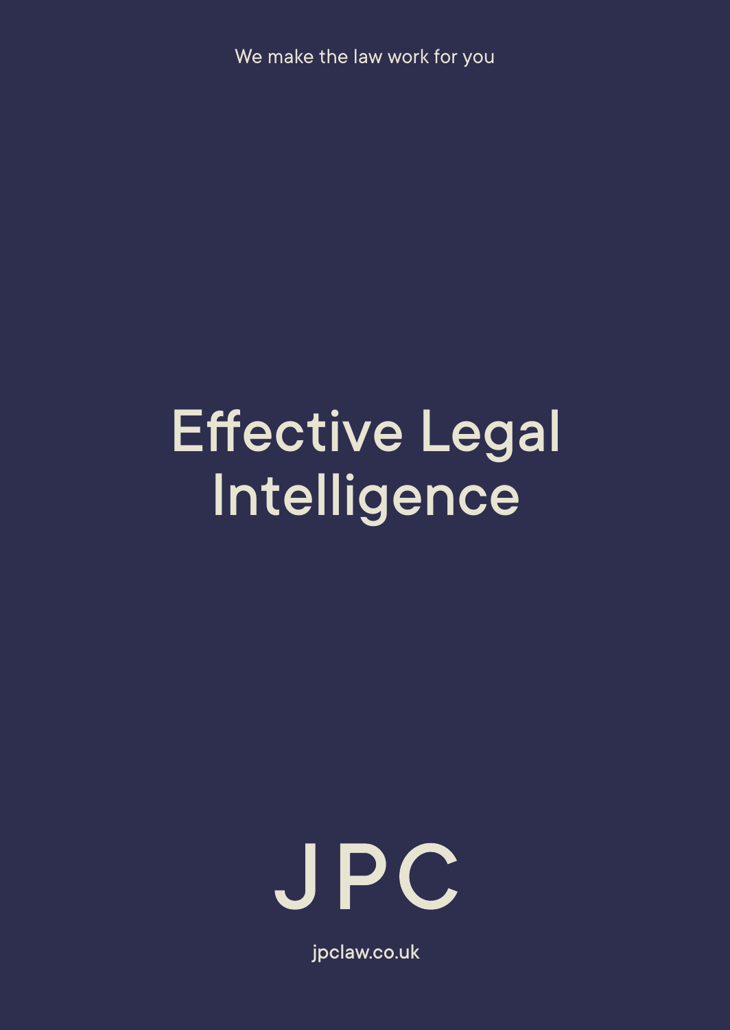We make the law work for you

# Effective Legal Intelligence

JPC

jpclaw.co.uk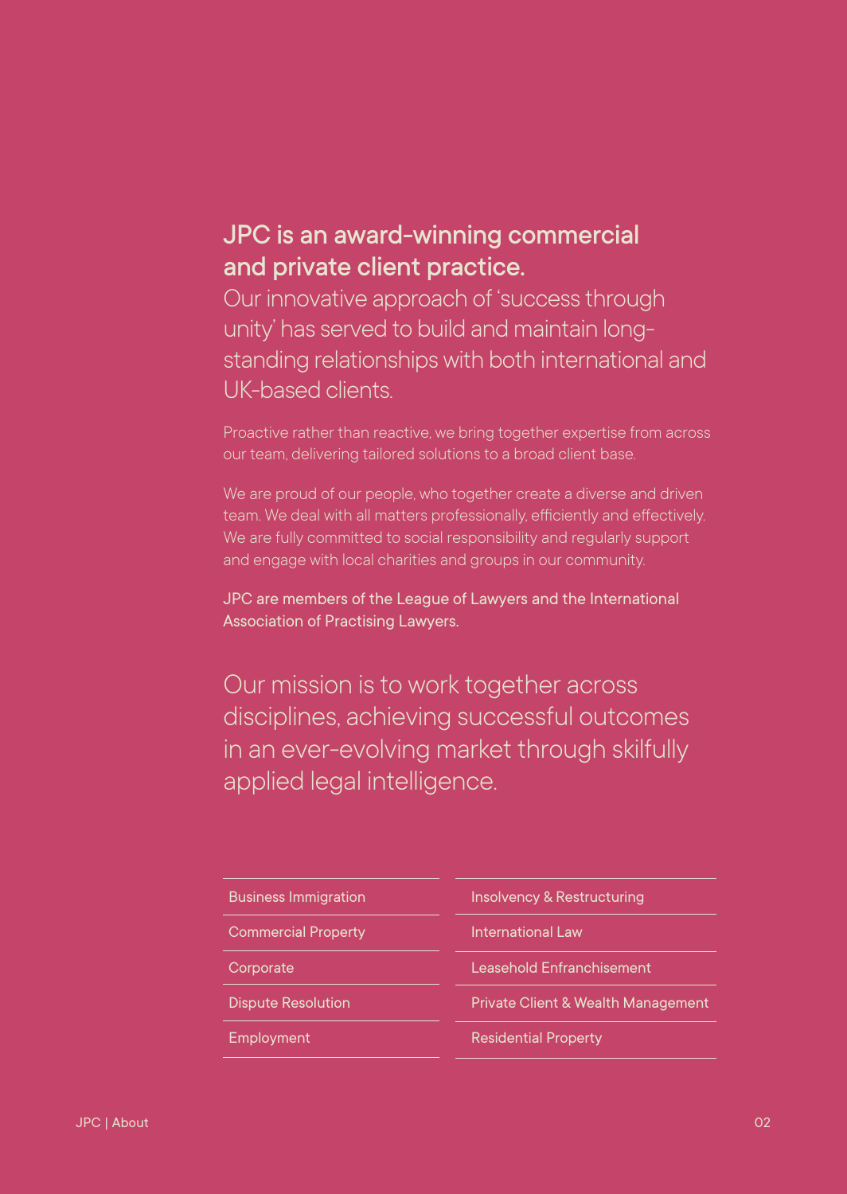## JPC is an award-winning commercial and private client practice.

Our innovative approach of 'success through unity' has served to build and maintain long-standing relationships with both international and UK-based clients.

Proactive rather than reactive, we bring together expertise from across our team, delivering tailored solutions to a broad client base.

We are proud of our people, who together create a diverse and driven team. We deal with all matters professionally, efficiently and effectively. We are fully committed to social responsibility and regularly support and engage with local charities and groups in our community.

JPC are members of the League of Lawyers and the International Association of Practising Lawyers.

Our mission is to work together across disciplines, achieving successful outcomes in an ever-evolving market through skilfully applied legal intelligence.

- Business Immigration
- Commercial Property
- Corporate
- Dispute Resolution
- Employment
- Insolvency & Restructuring
- International Law
- Leasehold Enfranchisement
- Private Client & Wealth Management
- Residential Property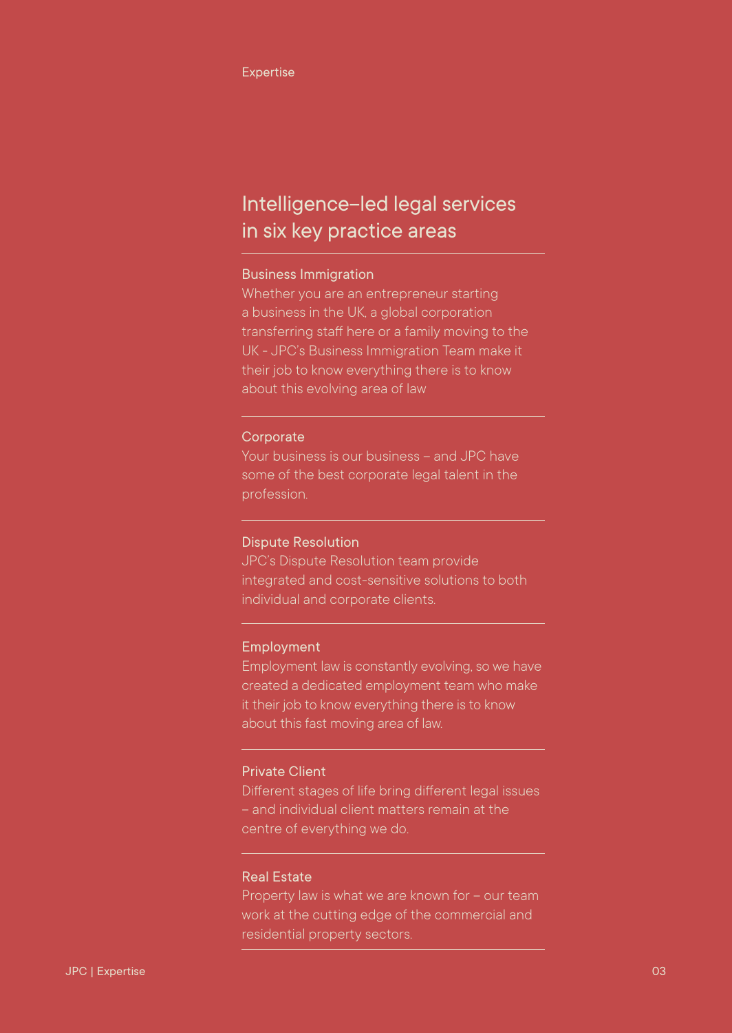Expertise

# Intelligence–led legal services in six key practice areas

## Business Immigration

Whether you are an entrepreneur starting a business in the UK, a global corporation transferring staff here or a family moving to the UK - JPC's Business Immigration Team make it their job to know everything there is to know about this evolving area of law

## Corporate

Your business is our business – and JPC have some of the best corporate legal talent in the profession.

## Dispute Resolution

JPC's Dispute Resolution team provide integrated and cost-sensitive solutions to both individual and corporate clients.

## Employment

Employment law is constantly evolving, so we have created a dedicated employment team who make it their job to know everything there is to know about this fast moving area of law.

## Private Client

Different stages of life bring different legal issues – and individual client matters remain at the centre of everything we do.

## Real Estate

Property law is what we are known for – our team work at the cutting edge of the commercial and residential property sectors.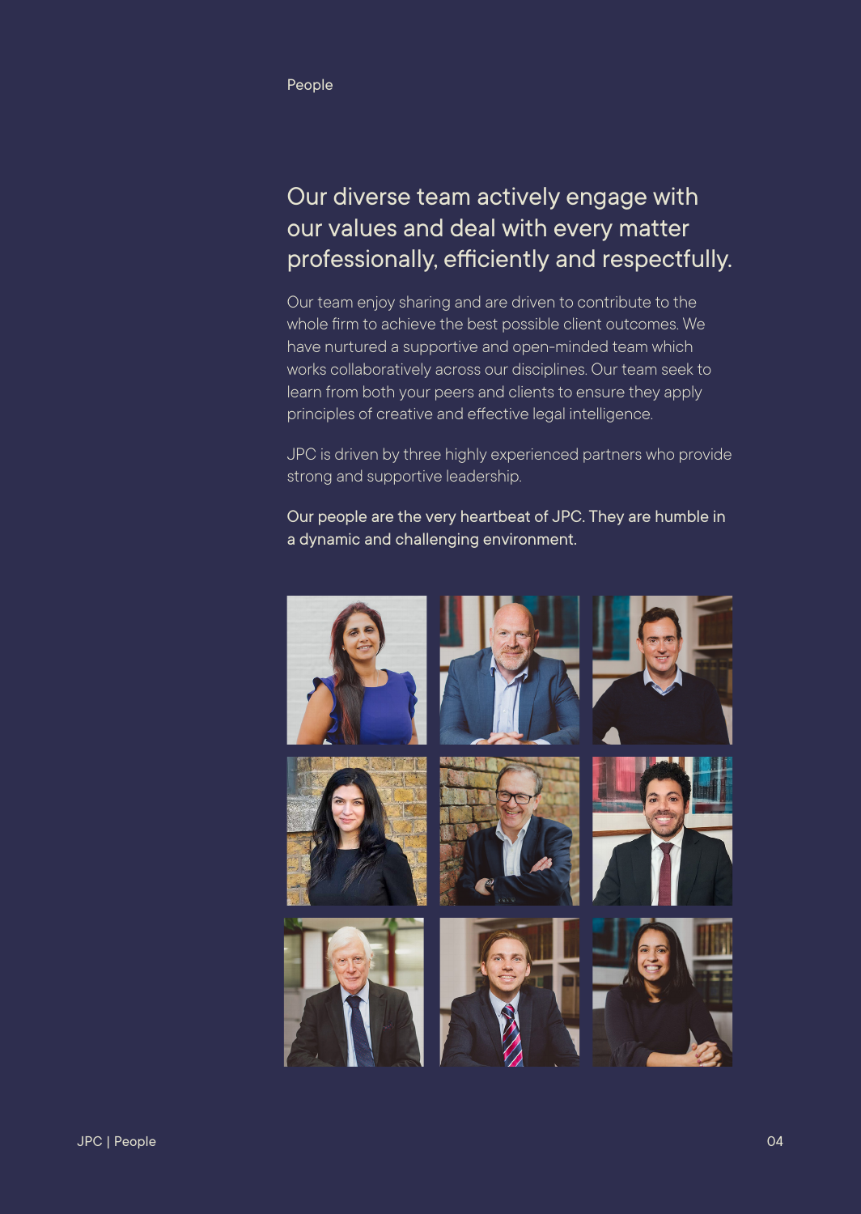People

## Our diverse team actively engage with our values and deal with every matter professionally, efficiently and respectfully.

Our team enjoy sharing and are driven to contribute to the whole firm to achieve the best possible client outcomes. We have nurtured a supportive and open-minded team which works collaboratively across our disciplines. Our team seek to learn from both your peers and clients to ensure they apply principles of creative and effective legal intelligence.

JPC is driven by three highly experienced partners who provide strong and supportive leadership.

Our people are the very heartbeat of JPC. They are humble in a dynamic and challenging environment.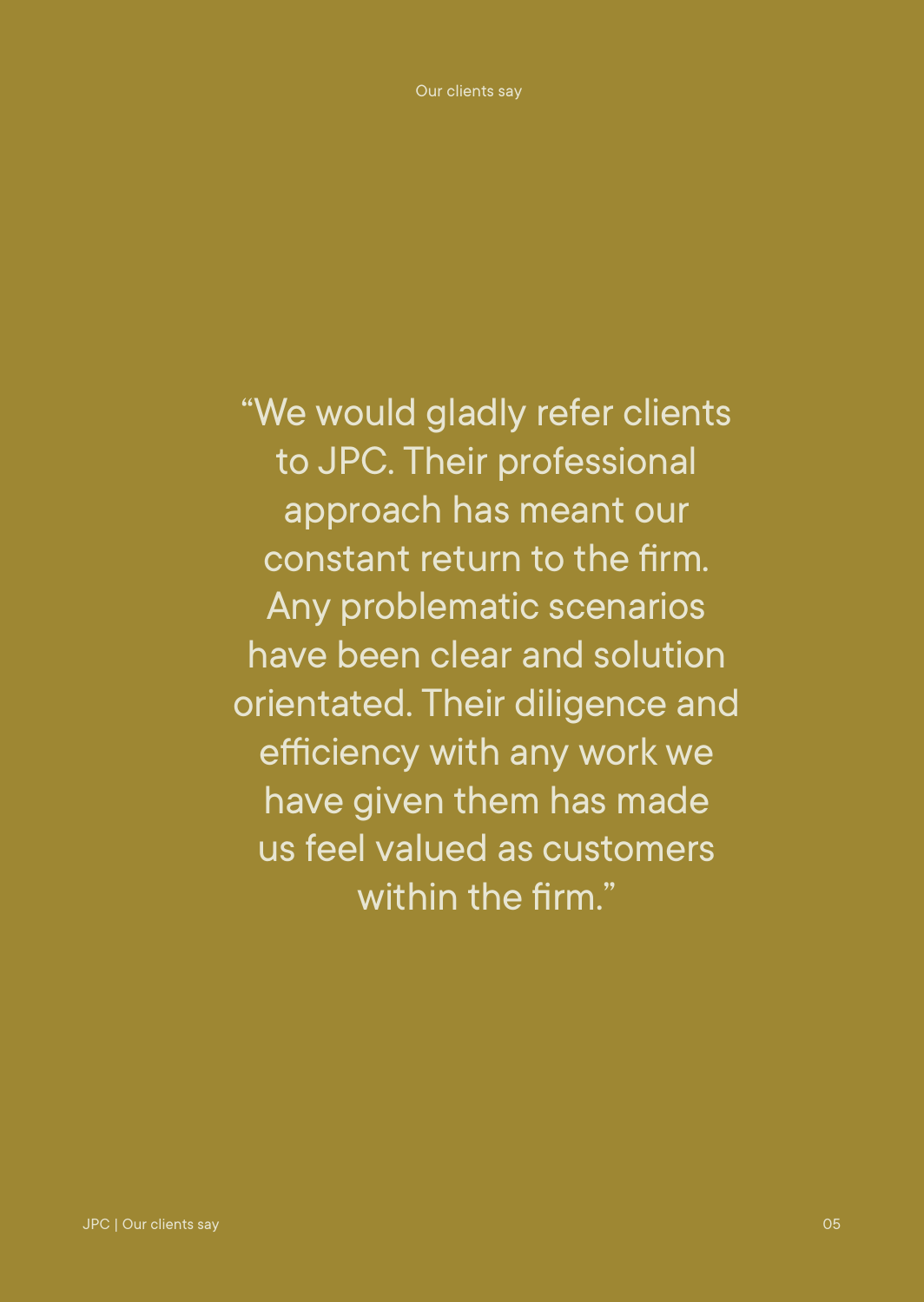"We would gladly refer clients to JPC. Their professional approach has meant our constant return to the firm. Any problematic scenarios have been clear and solution orientated. Their diligence and efficiency with any work we have given them has made us feel valued as customers within the firm."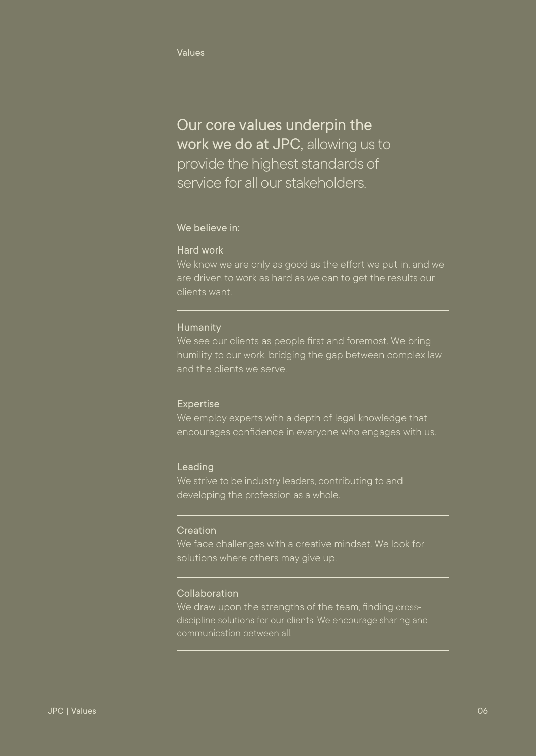Values

**Our core values underpin the work we do at JPC,** allowing us to provide the highest standards of service for all our stakeholders.

---

We believe in:

### Hard work

We know we are only as good as the effort we put in, and we are driven to work as hard as we can to get the results our clients want.

---

### Humanity

We see our clients as people first and foremost. We bring humility to our work, bridging the gap between complex law and the clients we serve.

---

### Expertise

We employ experts with a depth of legal knowledge that encourages confidence in everyone who engages with us.

---

### Leading

We strive to be industry leaders, contributing to and developing the profession as a whole.

---

### Creation

We face challenges with a creative mindset. We look for solutions where others may give up.

---

### Collaboration

We draw upon the strengths of the team, finding cross-discipline solutions for our clients. We encourage sharing and communication between all.

---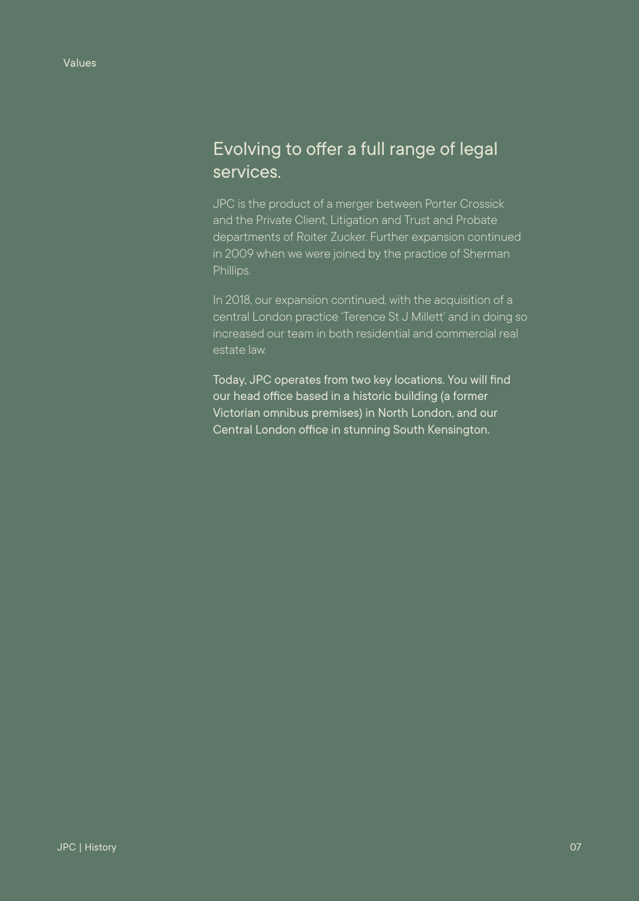## Evolving to offer a full range of legal services.

JPC is the product of a merger between Porter Crossick and the Private Client, Litigation and Trust and Probate departments of Roiter Zucker. Further expansion continued in 2009 when we were joined by the practice of Sherman Phillips.

In 2018, our expansion continued, with the acquisition of a central London practice 'Terence St J Millett' and in doing so increased our team in both residential and commercial real estate law.

Today, JPC operates from two key locations. You will find our head office based in a historic building (a former Victorian omnibus premises) in North London, and our Central London office in stunning South Kensington.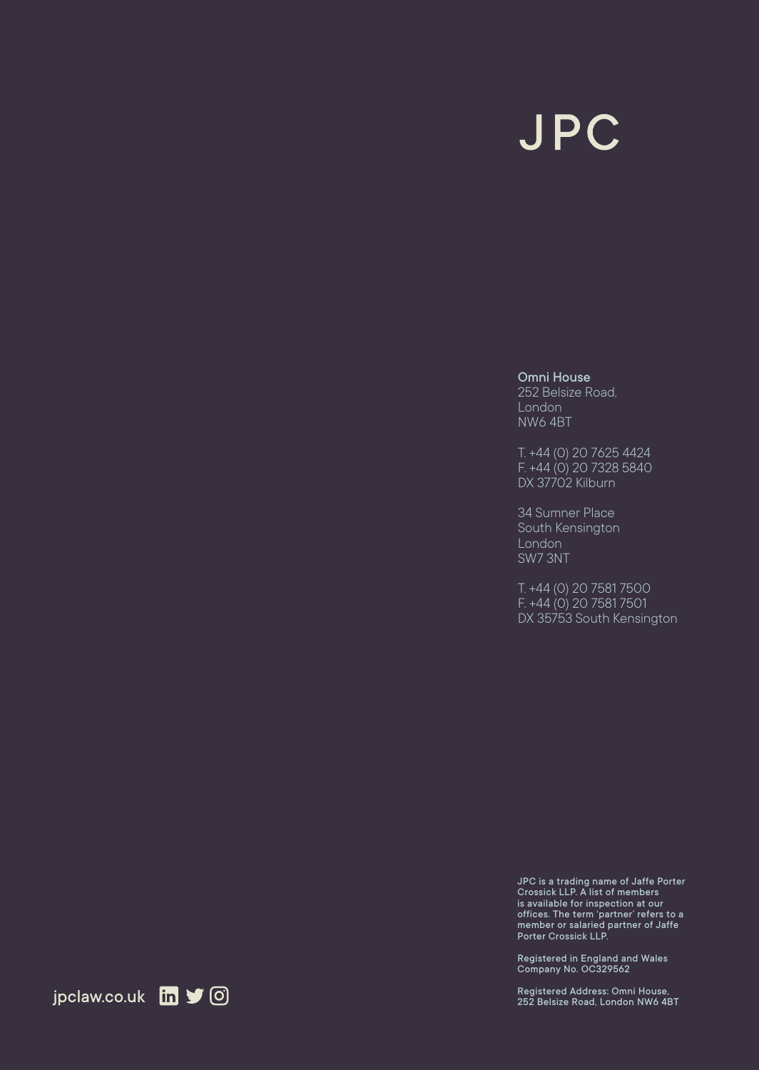# JPC

**Omni House**
252 Belsize Road,
London
NW6 4BT

T. +44 (0) 20 7625 4424
F. +44 (0) 20 7328 5840
DX 37702 Kilburn

34 Sumner Place
South Kensington
London
SW7 3NT

T. +44 (0) 20 7581 7500
F. +44 (0) 20 7581 7501
DX 35753 South Kensington

JPC is a trading name of Jaffe Porter Crossick LLP. A list of members is available for inspection at our offices. The term 'partner' refers to a member or salaried partner of Jaffe Porter Crossick LLP.

Registered in England and Wales
Company No. OC329562

Registered Address: Omni House, 252 Belsize Road, London NW6 4BT

jpclaw.co.uk